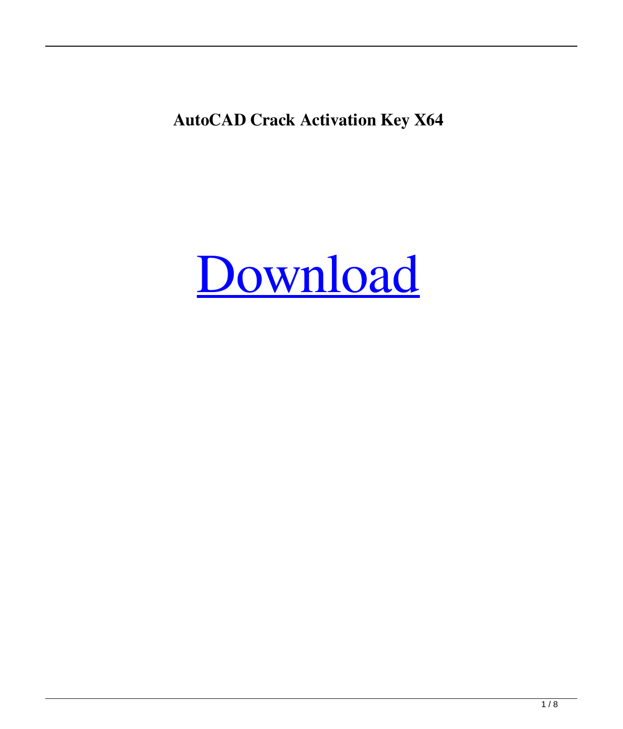**AutoCAD Crack Activation Key X64**

Download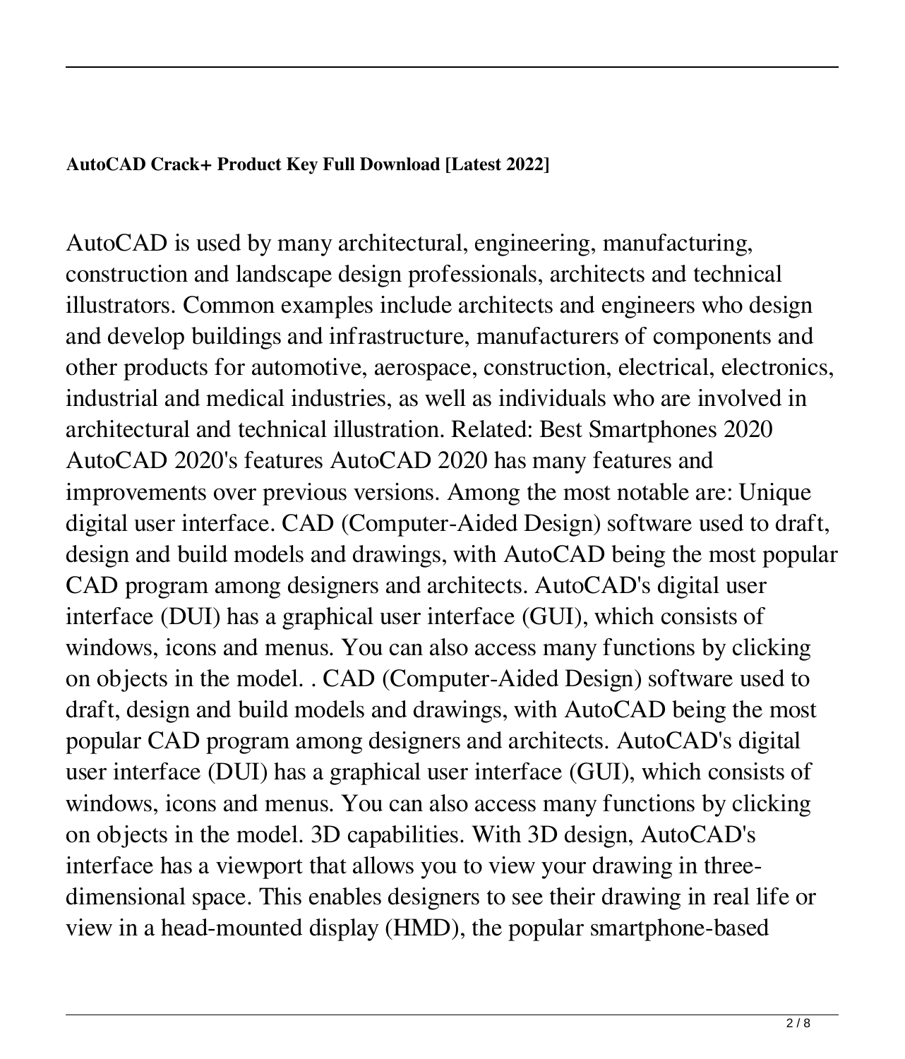**AutoCAD Crack+ Product Key Full Download [Latest 2022]**

AutoCAD is used by many architectural, engineering, manufacturing, construction and landscape design professionals, architects and technical illustrators. Common examples include architects and engineers who design and develop buildings and infrastructure, manufacturers of components and other products for automotive, aerospace, construction, electrical, electronics, industrial and medical industries, as well as individuals who are involved in architectural and technical illustration. Related: Best Smartphones 2020 AutoCAD 2020's features AutoCAD 2020 has many features and improvements over previous versions. Among the most notable are: Unique digital user interface. CAD (Computer-Aided Design) software used to draft, design and build models and drawings, with AutoCAD being the most popular CAD program among designers and architects. AutoCAD's digital user interface (DUI) has a graphical user interface (GUI), which consists of windows, icons and menus. You can also access many functions by clicking on objects in the model. . CAD (Computer-Aided Design) software used to draft, design and build models and drawings, with AutoCAD being the most popular CAD program among designers and architects. AutoCAD's digital user interface (DUI) has a graphical user interface (GUI), which consists of windows, icons and menus. You can also access many functions by clicking on objects in the model. 3D capabilities. With 3D design, AutoCAD's interface has a viewport that allows you to view your drawing in three-dimensional space. This enables designers to see their drawing in real life or view in a head-mounted display (HMD), the popular smartphone-based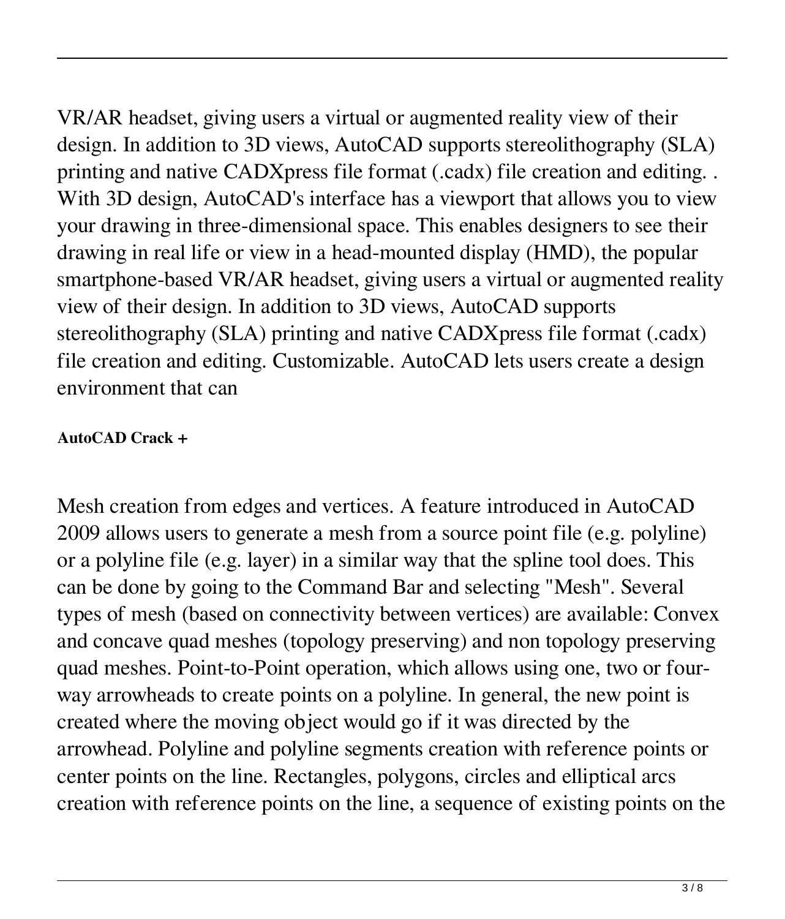VR/AR headset, giving users a virtual or augmented reality view of their design. In addition to 3D views, AutoCAD supports stereolithography (SLA) printing and native CADXpress file format (.cadx) file creation and editing. . With 3D design, AutoCAD's interface has a viewport that allows you to view your drawing in three-dimensional space. This enables designers to see their drawing in real life or view in a head-mounted display (HMD), the popular smartphone-based VR/AR headset, giving users a virtual or augmented reality view of their design. In addition to 3D views, AutoCAD supports stereolithography (SLA) printing and native CADXpress file format (.cadx) file creation and editing. Customizable. AutoCAD lets users create a design environment that can

**AutoCAD Crack +**

Mesh creation from edges and vertices. A feature introduced in AutoCAD 2009 allows users to generate a mesh from a source point file (e.g. polyline) or a polyline file (e.g. layer) in a similar way that the spline tool does. This can be done by going to the Command Bar and selecting "Mesh". Several types of mesh (based on connectivity between vertices) are available: Convex and concave quad meshes (topology preserving) and non topology preserving quad meshes. Point-to-Point operation, which allows using one, two or four-way arrowheads to create points on a polyline. In general, the new point is created where the moving object would go if it was directed by the arrowhead. Polyline and polyline segments creation with reference points or center points on the line. Rectangles, polygons, circles and elliptical arcs creation with reference points on the line, a sequence of existing points on the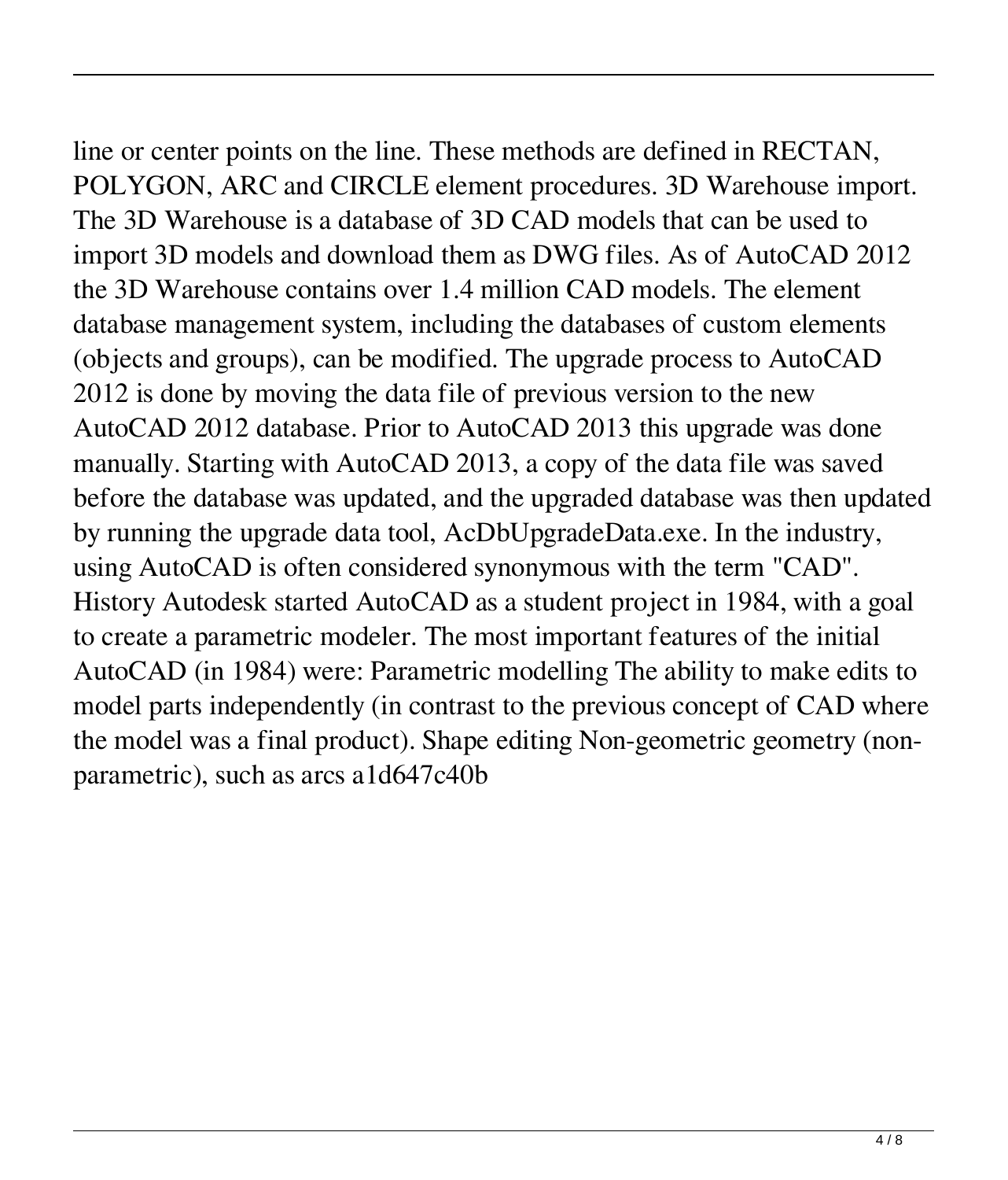line or center points on the line. These methods are defined in RECTAN, POLYGON, ARC and CIRCLE element procedures. 3D Warehouse import. The 3D Warehouse is a database of 3D CAD models that can be used to import 3D models and download them as DWG files. As of AutoCAD 2012 the 3D Warehouse contains over 1.4 million CAD models. The element database management system, including the databases of custom elements (objects and groups), can be modified. The upgrade process to AutoCAD 2012 is done by moving the data file of previous version to the new AutoCAD 2012 database. Prior to AutoCAD 2013 this upgrade was done manually. Starting with AutoCAD 2013, a copy of the data file was saved before the database was updated, and the upgraded database was then updated by running the upgrade data tool, AcDbUpgradeData.exe. In the industry, using AutoCAD is often considered synonymous with the term "CAD". History Autodesk started AutoCAD as a student project in 1984, with a goal to create a parametric modeler. The most important features of the initial AutoCAD (in 1984) were: Parametric modelling The ability to make edits to model parts independently (in contrast to the previous concept of CAD where the model was a final product). Shape editing Non-geometric geometry (non-parametric), such as arcs a1d647c40b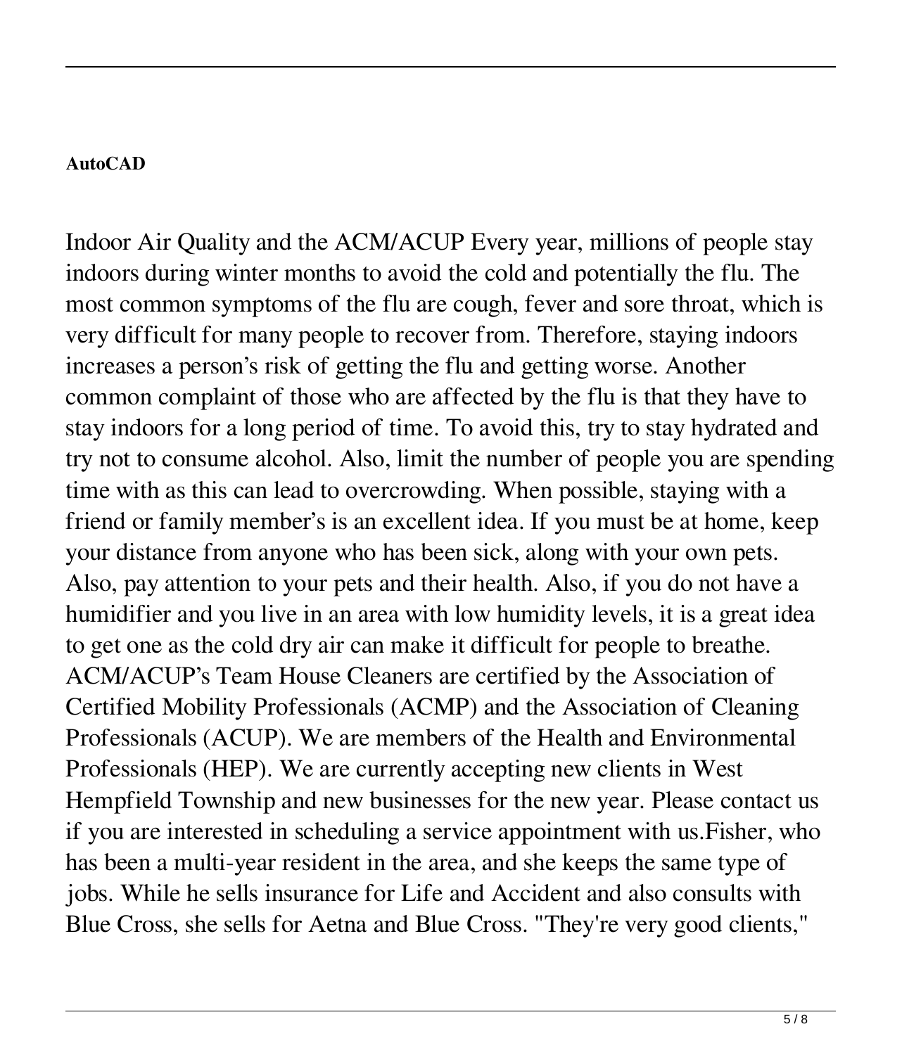**AutoCAD**

Indoor Air Quality and the ACM/ACUP Every year, millions of people stay indoors during winter months to avoid the cold and potentially the flu. The most common symptoms of the flu are cough, fever and sore throat, which is very difficult for many people to recover from. Therefore, staying indoors increases a person's risk of getting the flu and getting worse. Another common complaint of those who are affected by the flu is that they have to stay indoors for a long period of time. To avoid this, try to stay hydrated and try not to consume alcohol. Also, limit the number of people you are spending time with as this can lead to overcrowding. When possible, staying with a friend or family member's is an excellent idea. If you must be at home, keep your distance from anyone who has been sick, along with your own pets. Also, pay attention to your pets and their health. Also, if you do not have a humidifier and you live in an area with low humidity levels, it is a great idea to get one as the cold dry air can make it difficult for people to breathe. ACM/ACUP's Team House Cleaners are certified by the Association of Certified Mobility Professionals (ACMP) and the Association of Cleaning Professionals (ACUP). We are members of the Health and Environmental Professionals (HEP). We are currently accepting new clients in West Hempfield Township and new businesses for the new year. Please contact us if you are interested in scheduling a service appointment with us.Fisher, who has been a multi-year resident in the area, and she keeps the same type of jobs. While he sells insurance for Life and Accident and also consults with Blue Cross, she sells for Aetna and Blue Cross. "They're very good clients,"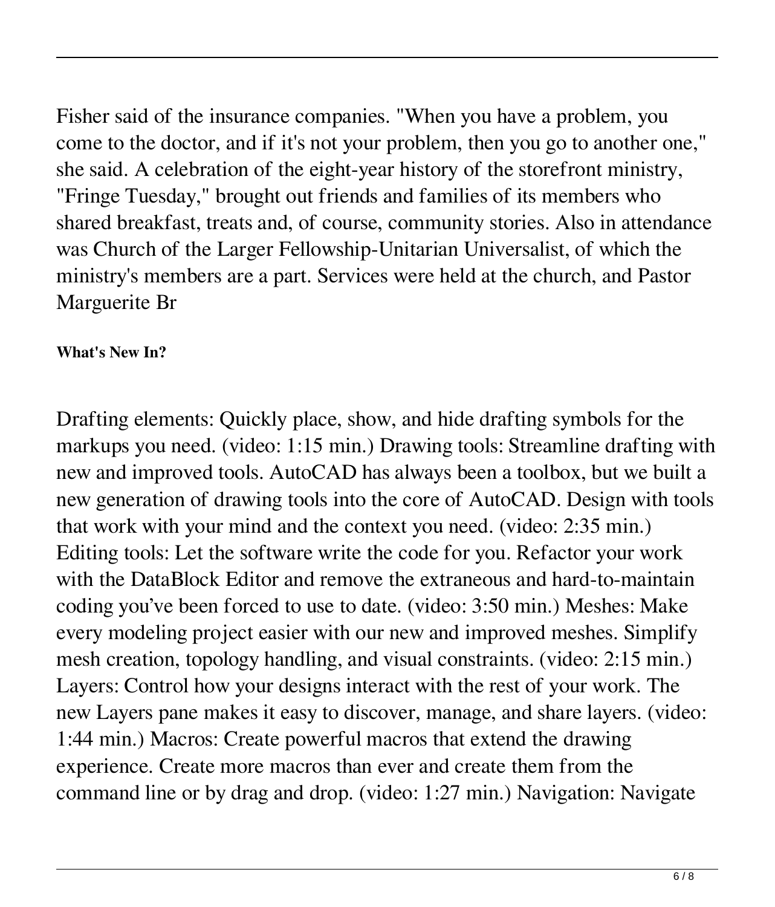Fisher said of the insurance companies. "When you have a problem, you come to the doctor, and if it's not your problem, then you go to another one," she said. A celebration of the eight-year history of the storefront ministry, "Fringe Tuesday," brought out friends and families of its members who shared breakfast, treats and, of course, community stories. Also in attendance was Church of the Larger Fellowship-Unitarian Universalist, of which the ministry's members are a part. Services were held at the church, and Pastor Marguerite Br

**What's New In?**

Drafting elements: Quickly place, show, and hide drafting symbols for the markups you need. (video: 1:15 min.) Drawing tools: Streamline drafting with new and improved tools. AutoCAD has always been a toolbox, but we built a new generation of drawing tools into the core of AutoCAD. Design with tools that work with your mind and the context you need. (video: 2:35 min.) Editing tools: Let the software write the code for you. Refactor your work with the DataBlock Editor and remove the extraneous and hard-to-maintain coding you've been forced to use to date. (video: 3:50 min.) Meshes: Make every modeling project easier with our new and improved meshes. Simplify mesh creation, topology handling, and visual constraints. (video: 2:15 min.) Layers: Control how your designs interact with the rest of your work. The new Layers pane makes it easy to discover, manage, and share layers. (video: 1:44 min.) Macros: Create powerful macros that extend the drawing experience. Create more macros than ever and create them from the command line or by drag and drop. (video: 1:27 min.) Navigation: Navigate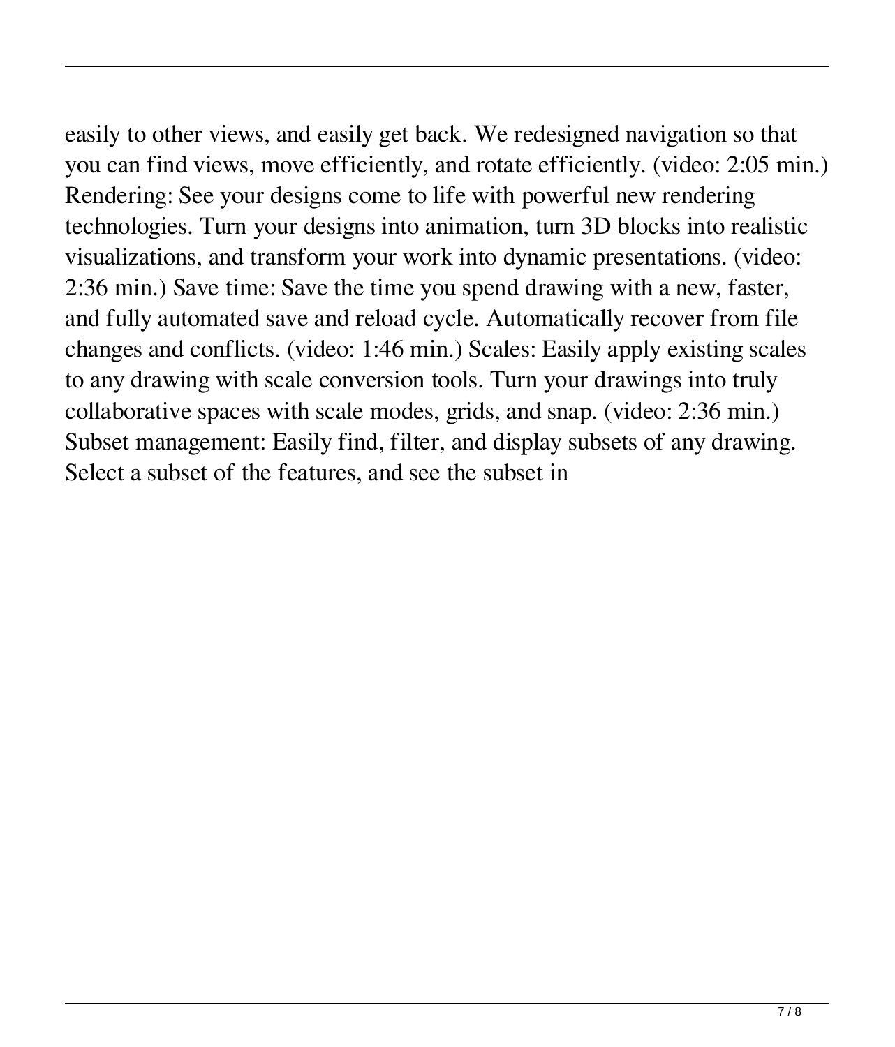easily to other views, and easily get back. We redesigned navigation so that you can find views, move efficiently, and rotate efficiently. (video: 2:05 min.) Rendering: See your designs come to life with powerful new rendering technologies. Turn your designs into animation, turn 3D blocks into realistic visualizations, and transform your work into dynamic presentations. (video: 2:36 min.) Save time: Save the time you spend drawing with a new, faster, and fully automated save and reload cycle. Automatically recover from file changes and conflicts. (video: 1:46 min.) Scales: Easily apply existing scales to any drawing with scale conversion tools. Turn your drawings into truly collaborative spaces with scale modes, grids, and snap. (video: 2:36 min.) Subset management: Easily find, filter, and display subsets of any drawing. Select a subset of the features, and see the subset in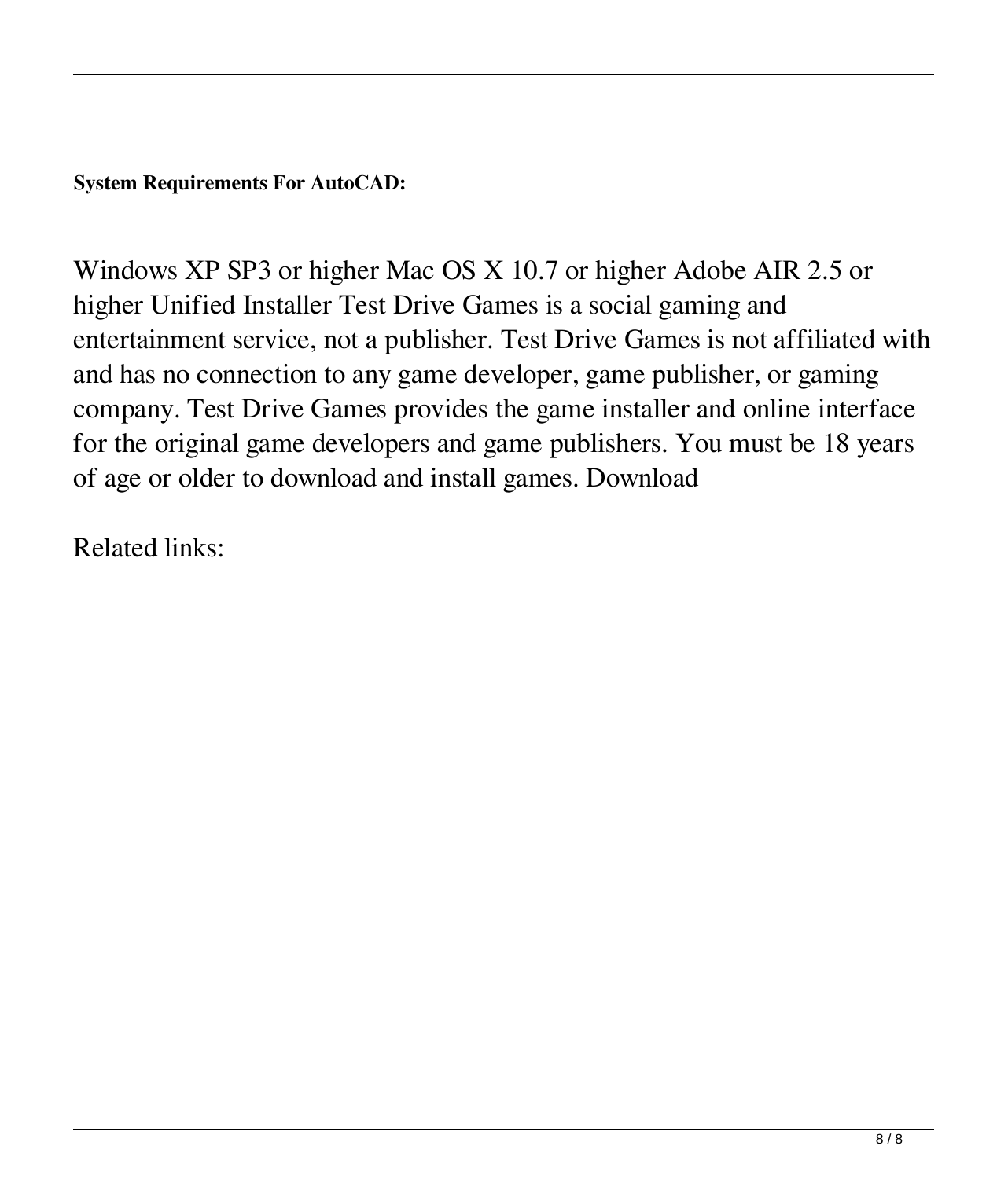**System Requirements For AutoCAD:**

Windows XP SP3 or higher Mac OS X 10.7 or higher Adobe AIR 2.5 or higher Unified Installer Test Drive Games is a social gaming and entertainment service, not a publisher. Test Drive Games is not affiliated with and has no connection to any game developer, game publisher, or gaming company. Test Drive Games provides the game installer and online interface for the original game developers and game publishers. You must be 18 years of age or older to download and install games. Download

Related links: